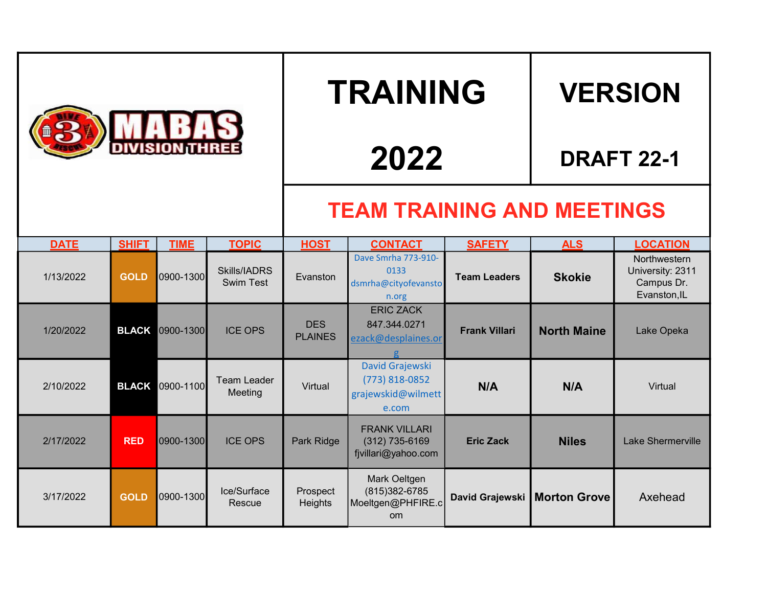MABAS DIVISION THREE

# TRAINING 2022

# VERSION DRAFT 22-1

## TEAM TRAINING AND MEETINGS

| DATE | SHIFT | TIME | TOPIC | HOST | CONTACT | SAFETY | ALS | LOCATION |
|---|---|---|---|---|---|---|---|---|
| 1/13/2022 | GOLD | 0900-1300 | Skills/IADRS Swim Test | Evanston | Dave Smrha 773-910-0133 dsmrha@cityofevanston.org | Team Leaders | Skokie | Northwestern University: 2311 Campus Dr. Evanston,IL |
| 1/20/2022 | BLACK | 0900-1300 | ICE OPS | DES PLAINES | ERIC ZACK 847.344.0271 ezack@desplaines.org | Frank Villari | North Maine | Lake Opeka |
| 2/10/2022 | BLACK | 0900-1100 | Team Leader Meeting | Virtual | David Grajewski (773) 818-0852 grajewskid@wilmette.com | N/A | N/A | Virtual |
| 2/17/2022 | RED | 0900-1300 | ICE OPS | Park Ridge | FRANK VILLARI (312) 735-6169 fjvillari@yahoo.com | Eric Zack | Niles | Lake Shermerville |
| 3/17/2022 | GOLD | 0900-1300 | Ice/Surface Rescue | Prospect Heights | Mark Oeltgen (815)382-6785 Moeltgen@PHFIRE.com | David Grajewski | Morton Grove | Axehead |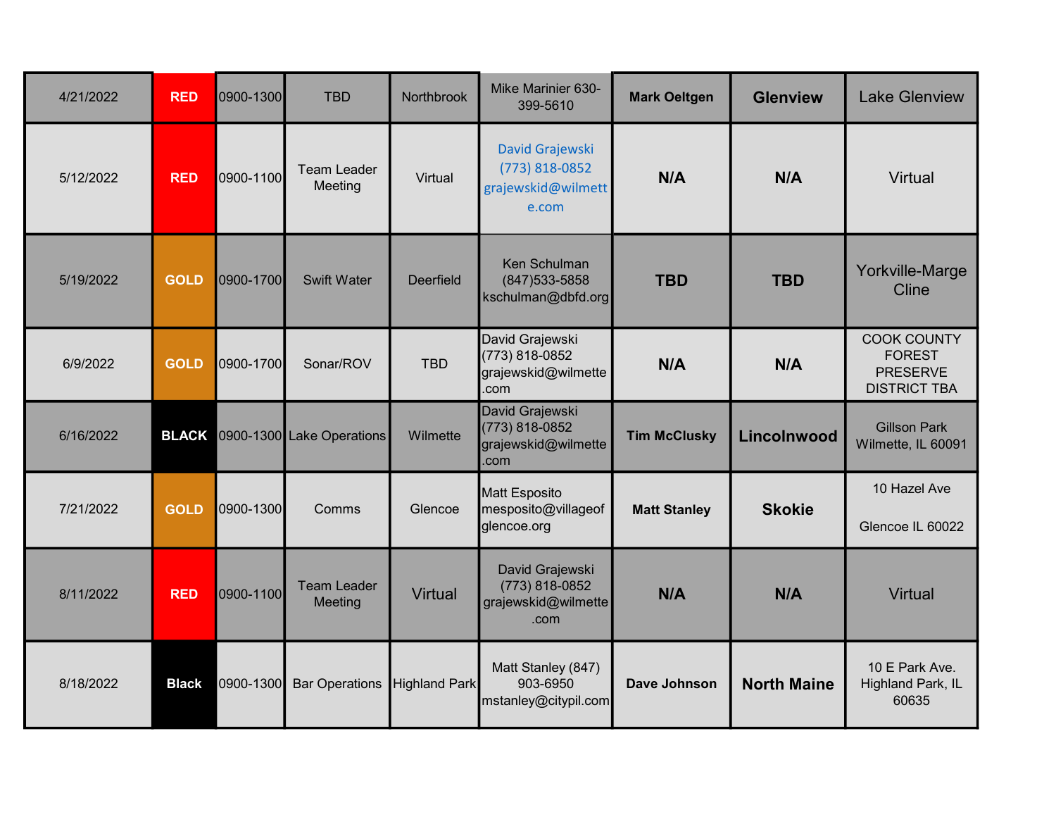| 4/21/2022 | RED | 0900-1300 | TBD | Northbrook | Mike Marinier 630-399-5610 | **Mark Oeltgen** | **Glenview** | Lake Glenview |
|---|---|---|---|---|---|---|---|---|
| 5/12/2022 | RED | 0900-1100 | Team Leader Meeting | Virtual | David Grajewski (773) 818-0852 grajewskid@wilmette.com | **N/A** | **N/A** | Virtual |
| 5/19/2022 | GOLD | 0900-1700 | Swift Water | Deerfield | Ken Schulman (847)533-5858 kschulman@dbfd.org | **TBD** | **TBD** | Yorkville-Marge Cline |
| 6/9/2022 | GOLD | 0900-1700 | Sonar/ROV | TBD | David Grajewski (773) 818-0852 grajewskid@wilmette.com | **N/A** | **N/A** | COOK COUNTY FOREST PRESERVE DISTRICT TBA |
| 6/16/2022 | BLACK | 0900-1300 | Lake Operations | Wilmette | David Grajewski (773) 818-0852 grajewskid@wilmette.com | **Tim McClusky** | **Lincolnwood** | Gillson Park Wilmette, IL 60091 |
| 7/21/2022 | GOLD | 0900-1300 | Comms | Glencoe | Matt Esposito mesposito@villageofglencoe.org | **Matt Stanley** | **Skokie** | 10 Hazel Ave Glencoe IL 60022 |
| 8/11/2022 | RED | 0900-1100 | Team Leader Meeting | Virtual | David Grajewski (773) 818-0852 grajewskid@wilmette.com | **N/A** | **N/A** | Virtual |
| 8/18/2022 | Black | 0900-1300 | Bar Operations | Highland Park | Matt Stanley (847) 903-6950 mstanley@citypil.com | **Dave Johnson** | **North Maine** | 10 E Park Ave. Highland Park, IL 60635 |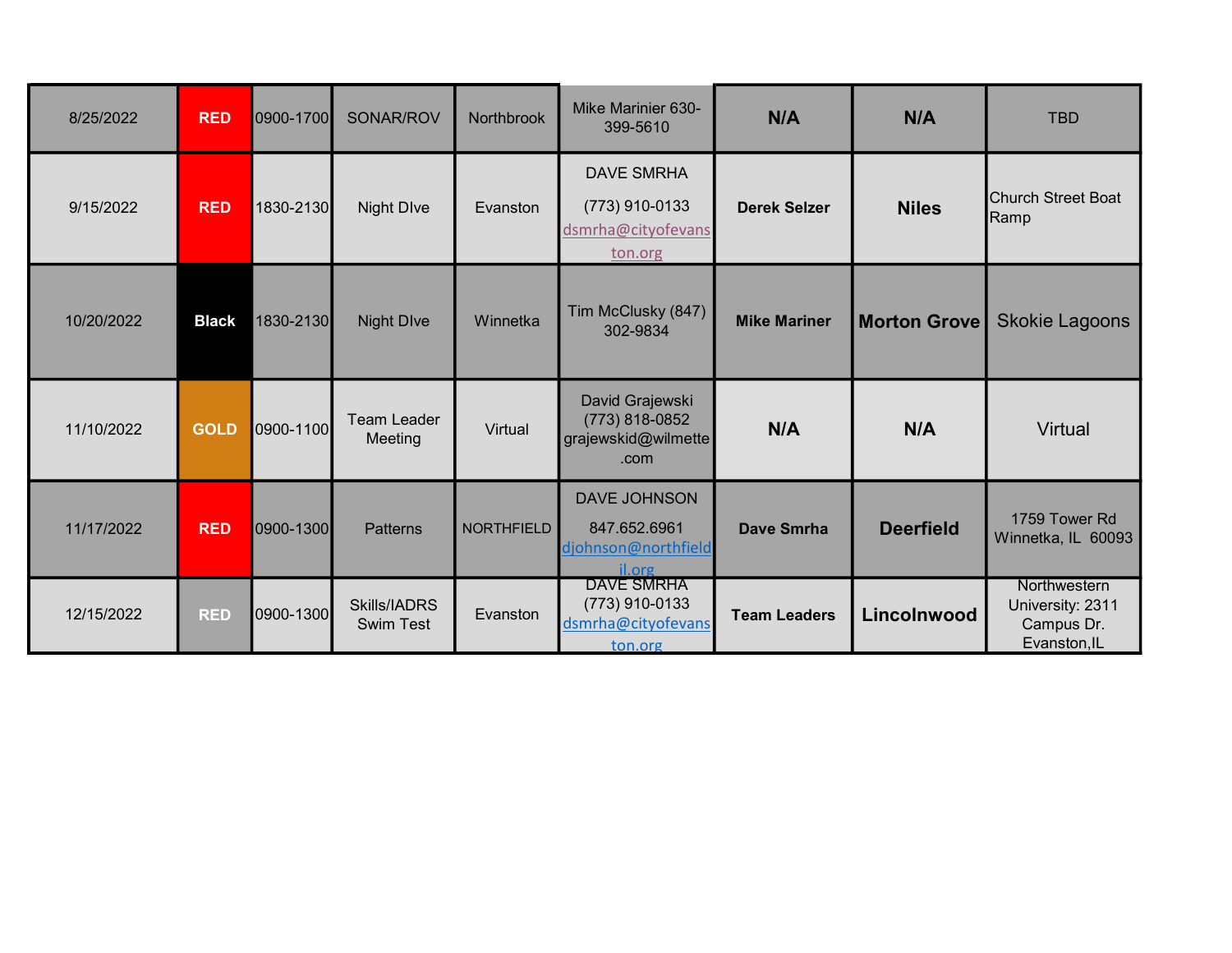| | | | | | | | | |
|---|---|---|---|---|---|---|---|---|
| 8/25/2022 | RED | 0900-1700 | SONAR/ROV | Northbrook | Mike Marinier 630-399-5610 | **N/A** | **N/A** | TBD |
| 9/15/2022 | RED | 1830-2130 | Night DIve | Evanston | DAVE SMRHA (773) 910-0133 dsmrha@cityofevanston.org | **Derek Selzer** | **Niles** | Church Street Boat Ramp |
| 10/20/2022 | Black | 1830-2130 | Night DIve | Winnetka | Tim McClusky (847) 302-9834 | **Mike Mariner** | **Morton Grove** | Skokie Lagoons |
| 11/10/2022 | GOLD | 0900-1100 | Team Leader Meeting | Virtual | David Grajewski (773) 818-0852 grajewskid@wilmette.com | **N/A** | **N/A** | Virtual |
| 11/17/2022 | RED | 0900-1300 | Patterns | NORTHFIELD | DAVE JOHNSON 847.652.6961 djohnson@northfieldil.org | **Dave Smrha** | **Deerfield** | 1759 Tower Rd Winnetka, IL 60093 |
| 12/15/2022 | RED | 0900-1300 | Skills/IADRS Swim Test | Evanston | DAVE SMRHA (773) 910-0133 dsmrha@cityofevanston.org | **Team Leaders** | **Lincolnwood** | Northwestern University: 2311 Campus Dr. Evanston,IL |